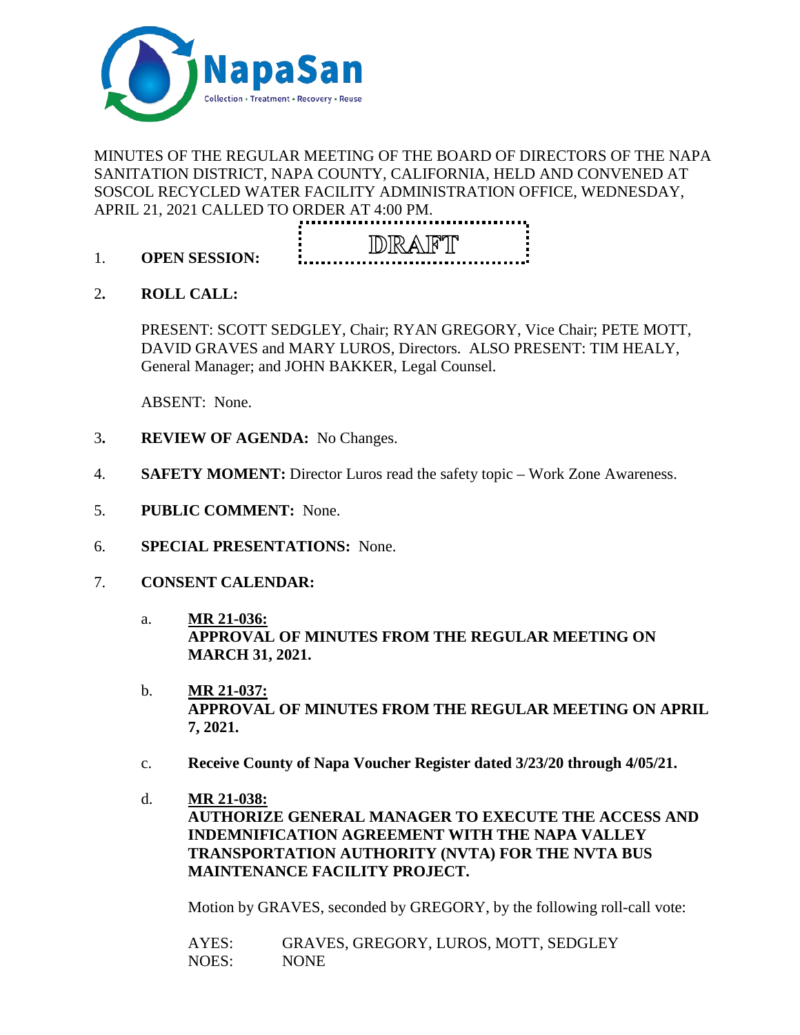MINUTES OF THE REGULAR MEETING OF THE BOARD OF DIRECTORS OF THE NAPA SANITATION DISTRICT, NAPA COUNTY, CALIFORNIA, HELD AND CONVENED AT SOSCOL RECYCLED WATER FACILITY ADMINISTRATION OFFICE, WEDNESDAY, APRIL 21, 2021 CALLED TO ORDER AT 4:00 PM.

DRAFT

1. **OPEN SESSION:**

2. **ROLL CALL:**

   PRESENT: SCOTT SEDGLEY, Chair; RYAN GREGORY, Vice Chair; PETE MOTT, DAVID GRAVES and MARY LUROS, Directors. ALSO PRESENT: TIM HEALY, General Manager; and JOHN BAKKER, Legal Counsel.

   ABSENT: None.

3. **REVIEW OF AGENDA:** No Changes.

4. **SAFETY MOMENT:** Director Luros read the safety topic – Work Zone Awareness.

5. **PUBLIC COMMENT:** None.

6. **SPECIAL PRESENTATIONS:** None.

7. **CONSENT CALENDAR:**

   a. **MR 21-036:**
   **APPROVAL OF MINUTES FROM THE REGULAR MEETING ON MARCH 31, 2021.**

   b. **MR 21-037:**
   **APPROVAL OF MINUTES FROM THE REGULAR MEETING ON APRIL 7, 2021.**

   c. **Receive County of Napa Voucher Register dated 3/23/20 through 4/05/21.**

   d. **MR 21-038:**
   **AUTHORIZE GENERAL MANAGER TO EXECUTE THE ACCESS AND INDEMNIFICATION AGREEMENT WITH THE NAPA VALLEY TRANSPORTATION AUTHORITY (NVTA) FOR THE NVTA BUS MAINTENANCE FACILITY PROJECT.**

   Motion by GRAVES, seconded by GREGORY, by the following roll-call vote:

   AYES: GRAVES, GREGORY, LUROS, MOTT, SEDGLEY
   NOES: NONE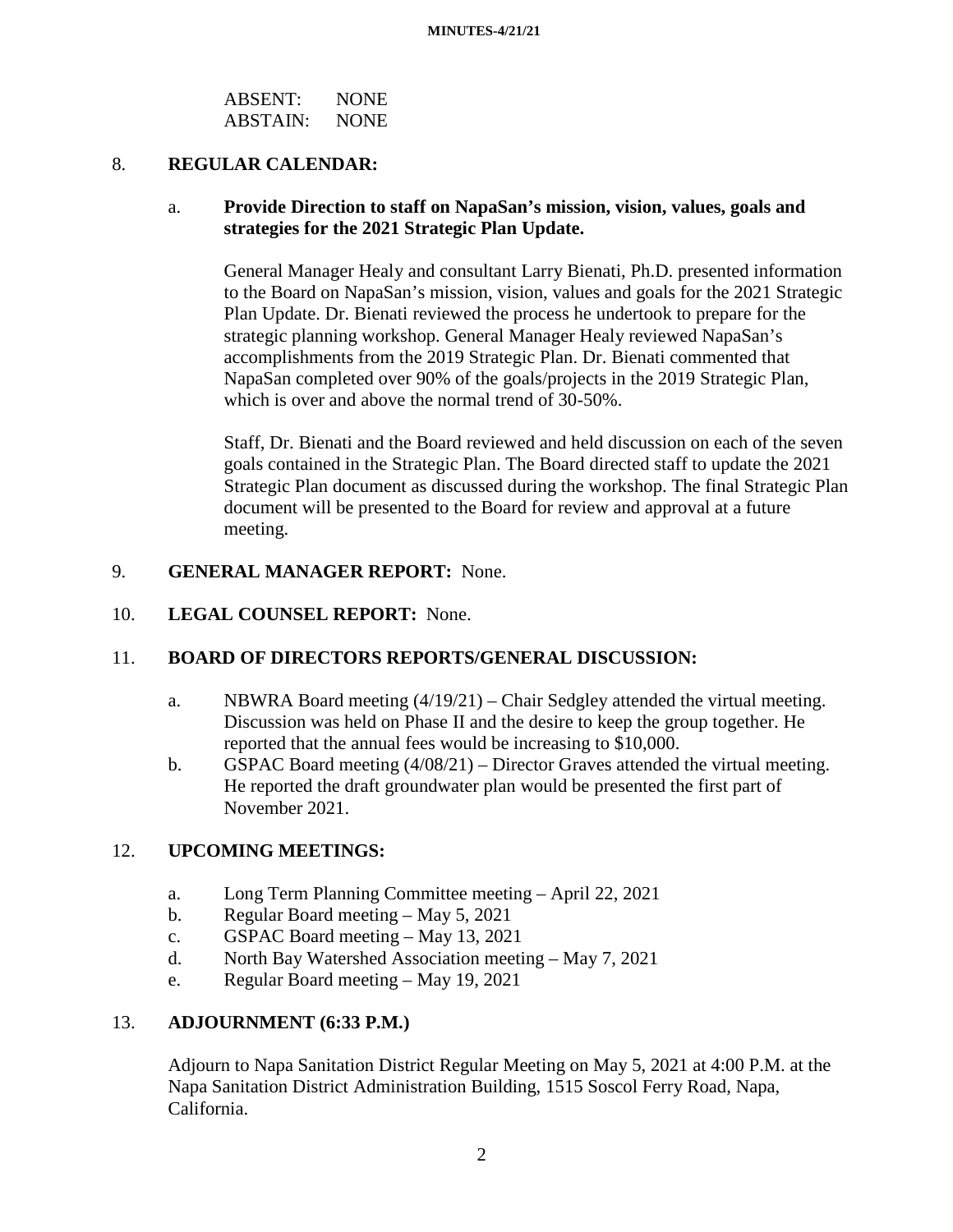ABSENT: NONE
ABSTAIN: NONE

8. **REGULAR CALENDAR:**

   a. **Provide Direction to staff on NapaSan's mission, vision, values, goals and strategies for the 2021 Strategic Plan Update.**

   General Manager Healy and consultant Larry Bienati, Ph.D. presented information to the Board on NapaSan's mission, vision, values and goals for the 2021 Strategic Plan Update. Dr. Bienati reviewed the process he undertook to prepare for the strategic planning workshop. General Manager Healy reviewed NapaSan's accomplishments from the 2019 Strategic Plan. Dr. Bienati commented that NapaSan completed over 90% of the goals/projects in the 2019 Strategic Plan, which is over and above the normal trend of 30-50%.

   Staff, Dr. Bienati and the Board reviewed and held discussion on each of the seven goals contained in the Strategic Plan. The Board directed staff to update the 2021 Strategic Plan document as discussed during the workshop. The final Strategic Plan document will be presented to the Board for review and approval at a future meeting.

9. **GENERAL MANAGER REPORT:** None.

10. **LEGAL COUNSEL REPORT:** None.

11. **BOARD OF DIRECTORS REPORTS/GENERAL DISCUSSION:**

    a. NBWRA Board meeting (4/19/21) – Chair Sedgley attended the virtual meeting. Discussion was held on Phase II and the desire to keep the group together. He reported that the annual fees would be increasing to $10,000.

    b. GSPAC Board meeting (4/08/21) – Director Graves attended the virtual meeting. He reported the draft groundwater plan would be presented the first part of November 2021.

12. **UPCOMING MEETINGS:**

    a. Long Term Planning Committee meeting – April 22, 2021
    b. Regular Board meeting – May 5, 2021
    c. GSPAC Board meeting – May 13, 2021
    d. North Bay Watershed Association meeting – May 7, 2021
    e. Regular Board meeting – May 19, 2021

13. **ADJOURNMENT (6:33 P.M.)**

    Adjourn to Napa Sanitation District Regular Meeting on May 5, 2021 at 4:00 P.M. at the Napa Sanitation District Administration Building, 1515 Soscol Ferry Road, Napa, California.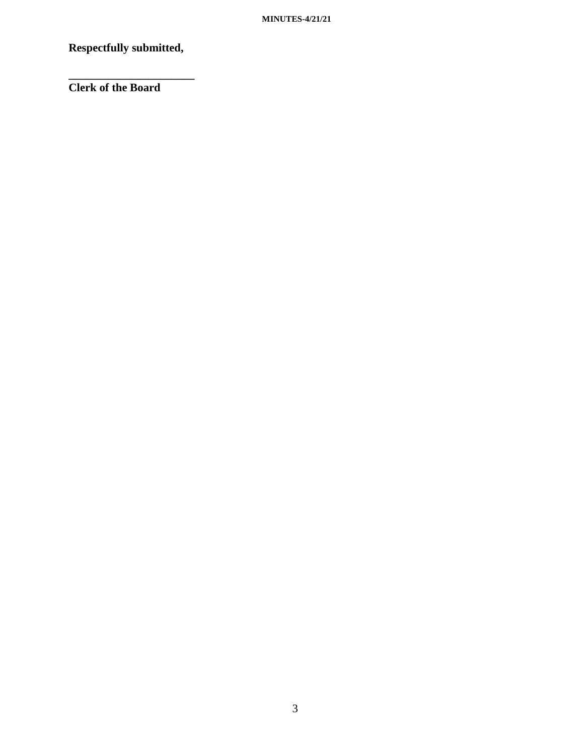**Respectfully submitted,**

**_______________________**

**Clerk of the Board**